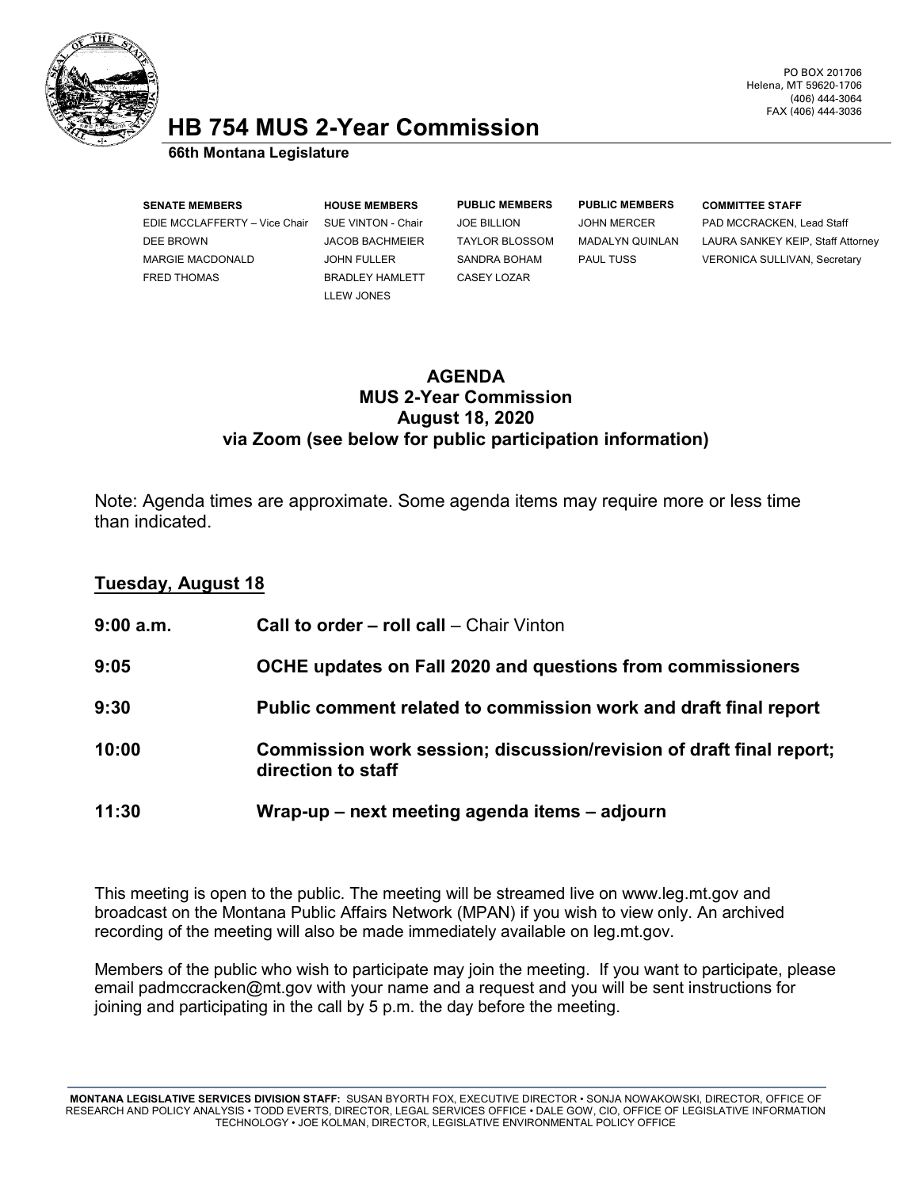PO BOX 201706
Helena, MT 59620-1706
(406) 444-3064
FAX (406) 444-3036

# HB 754 MUS 2-Year Commission

**66th Montana Legislature**

| SENATE MEMBERS | HOUSE MEMBERS | PUBLIC MEMBERS | PUBLIC MEMBERS | COMMITTEE STAFF |
|---|---|---|---|---|
| EDIE MCCLAFFERTY – Vice Chair | SUE VINTON - Chair | JOE BILLION | JOHN MERCER | PAD MCCRACKEN, Lead Staff |
| DEE BROWN | JACOB BACHMEIER | TAYLOR BLOSSOM | MADALYN QUINLAN | LAURA SANKEY KEIP, Staff Attorney |
| MARGIE MACDONALD | JOHN FULLER | SANDRA BOHAM | PAUL TUSS | VERONICA SULLIVAN, Secretary |
| FRED THOMAS | BRADLEY HAMLETT | CASEY LOZAR | | |
| | LLEW JONES | | | |

## AGENDA
## MUS 2-Year Commission
## August 18, 2020
## via Zoom (see below for public participation information)

Note: Agenda times are approximate. Some agenda items may require more or less time than indicated.

### Tuesday, August 18

**9:00 a.m.** **Call to order – roll call** – Chair Vinton

**9:05** **OCHE updates on Fall 2020 and questions from commissioners**

**9:30** **Public comment related to commission work and draft final report**

**10:00** **Commission work session; discussion/revision of draft final report; direction to staff**

**11:30** **Wrap-up – next meeting agenda items – adjourn**

This meeting is open to the public. The meeting will be streamed live on www.leg.mt.gov and broadcast on the Montana Public Affairs Network (MPAN) if you wish to view only. An archived recording of the meeting will also be made immediately available on leg.mt.gov.

Members of the public who wish to participate may join the meeting. If you want to participate, please email padmccracken@mt.gov with your name and a request and you will be sent instructions for joining and participating in the call by 5 p.m. the day before the meeting.

**MONTANA LEGISLATIVE SERVICES DIVISION STAFF:** SUSAN BYORTH FOX, EXECUTIVE DIRECTOR • SONJA NOWAKOWSKI, DIRECTOR, OFFICE OF RESEARCH AND POLICY ANALYSIS • TODD EVERTS, DIRECTOR, LEGAL SERVICES OFFICE • DALE GOW, CIO, OFFICE OF LEGISLATIVE INFORMATION TECHNOLOGY • JOE KOLMAN, DIRECTOR, LEGISLATIVE ENVIRONMENTAL POLICY OFFICE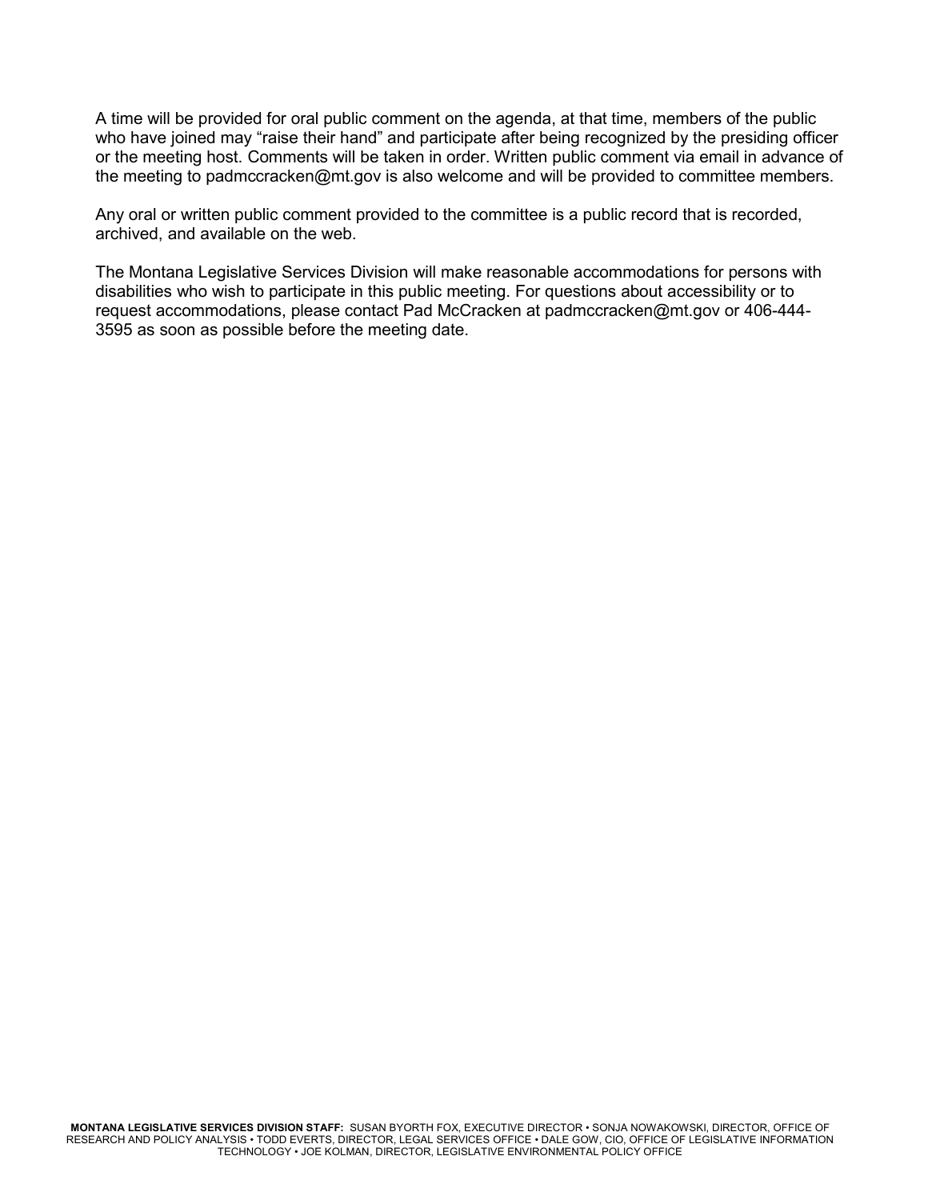A time will be provided for oral public comment on the agenda, at that time, members of the public who have joined may "raise their hand" and participate after being recognized by the presiding officer or the meeting host. Comments will be taken in order. Written public comment via email in advance of the meeting to padmccracken@mt.gov is also welcome and will be provided to committee members.

Any oral or written public comment provided to the committee is a public record that is recorded, archived, and available on the web.

The Montana Legislative Services Division will make reasonable accommodations for persons with disabilities who wish to participate in this public meeting. For questions about accessibility or to request accommodations, please contact Pad McCracken at padmccracken@mt.gov or 406-444-3595 as soon as possible before the meeting date.

**MONTANA LEGISLATIVE SERVICES DIVISION STAFF:** SUSAN BYORTH FOX, EXECUTIVE DIRECTOR • SONJA NOWAKOWSKI, DIRECTOR, OFFICE OF RESEARCH AND POLICY ANALYSIS • TODD EVERTS, DIRECTOR, LEGAL SERVICES OFFICE • DALE GOW, CIO, OFFICE OF LEGISLATIVE INFORMATION TECHNOLOGY • JOE KOLMAN, DIRECTOR, LEGISLATIVE ENVIRONMENTAL POLICY OFFICE